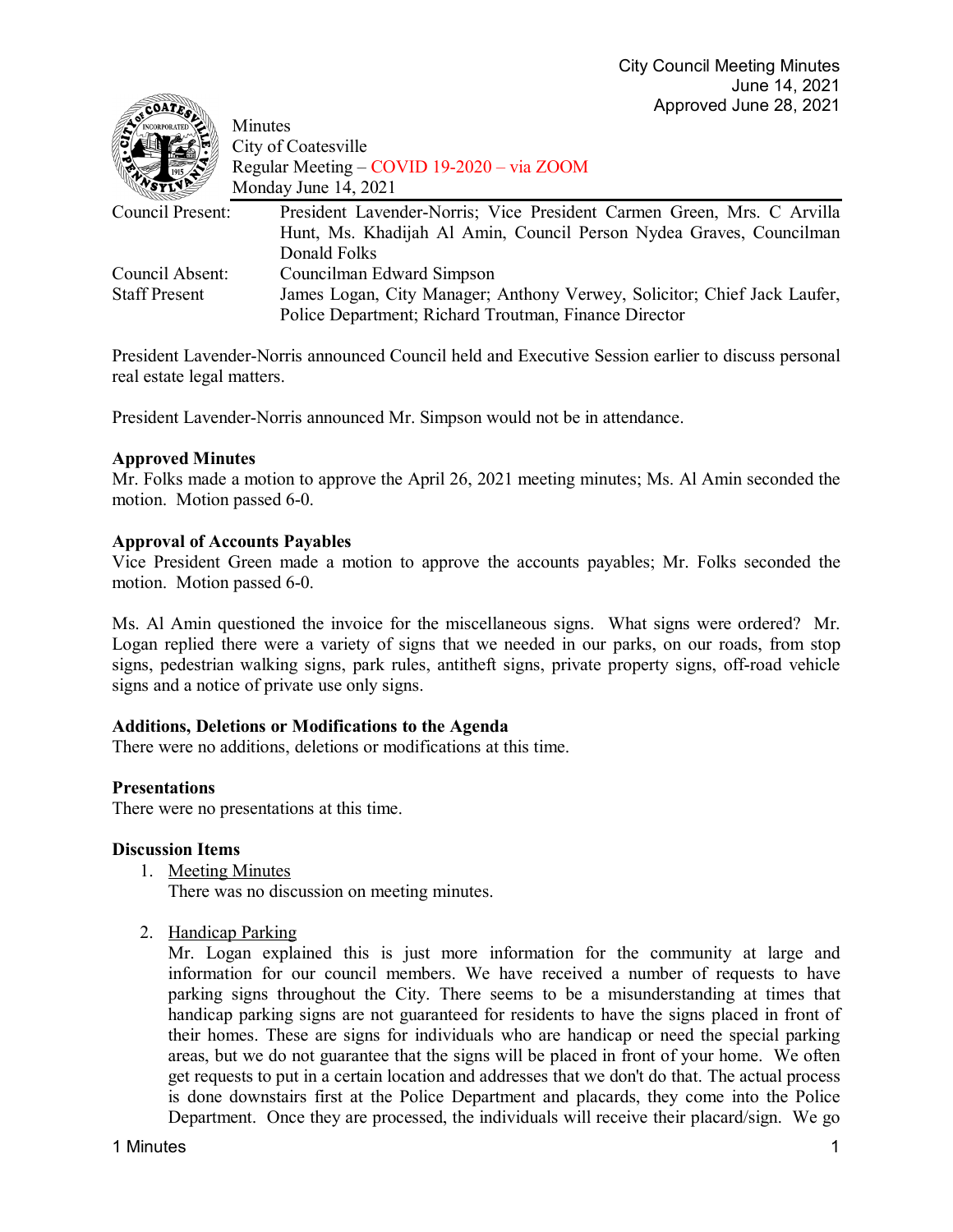City Council Meeting Minutes
June 14, 2021
Approved June 28, 2021

Minutes
City of Coatesville
Regular Meeting – COVID 19-2020 – via ZOOM
Monday June 14, 2021

| | |
|---|---|
| Council Present: | President Lavender-Norris; Vice President Carmen Green, Mrs. C Arvilla Hunt, Ms. Khadijah Al Amin, Council Person Nydea Graves, Councilman Donald Folks |
| Council Absent: | Councilman Edward Simpson |
| Staff Present | James Logan, City Manager; Anthony Verwey, Solicitor; Chief Jack Laufer, Police Department; Richard Troutman, Finance Director |

President Lavender-Norris announced Council held and Executive Session earlier to discuss personal real estate legal matters.

President Lavender-Norris announced Mr. Simpson would not be in attendance.

**Approved Minutes**
Mr. Folks made a motion to approve the April 26, 2021 meeting minutes; Ms. Al Amin seconded the motion. Motion passed 6-0.

**Approval of Accounts Payables**
Vice President Green made a motion to approve the accounts payables; Mr. Folks seconded the motion. Motion passed 6-0.

Ms. Al Amin questioned the invoice for the miscellaneous signs. What signs were ordered? Mr. Logan replied there were a variety of signs that we needed in our parks, on our roads, from stop signs, pedestrian walking signs, park rules, antitheft signs, private property signs, off-road vehicle signs and a notice of private use only signs.

**Additions, Deletions or Modifications to the Agenda**
There were no additions, deletions or modifications at this time.

**Presentations**
There were no presentations at this time.

**Discussion Items**

1. Meeting Minutes
   There was no discussion on meeting minutes.

2. Handicap Parking
   Mr. Logan explained this is just more information for the community at large and information for our council members. We have received a number of requests to have parking signs throughout the City. There seems to be a misunderstanding at times that handicap parking signs are not guaranteed for residents to have the signs placed in front of their homes. These are signs for individuals who are handicap or need the special parking areas, but we do not guarantee that the signs will be placed in front of your home. We often get requests to put in a certain location and addresses that we don't do that. The actual process is done downstairs first at the Police Department and placards, they come into the Police Department. Once they are processed, the individuals will receive their placard/sign. We go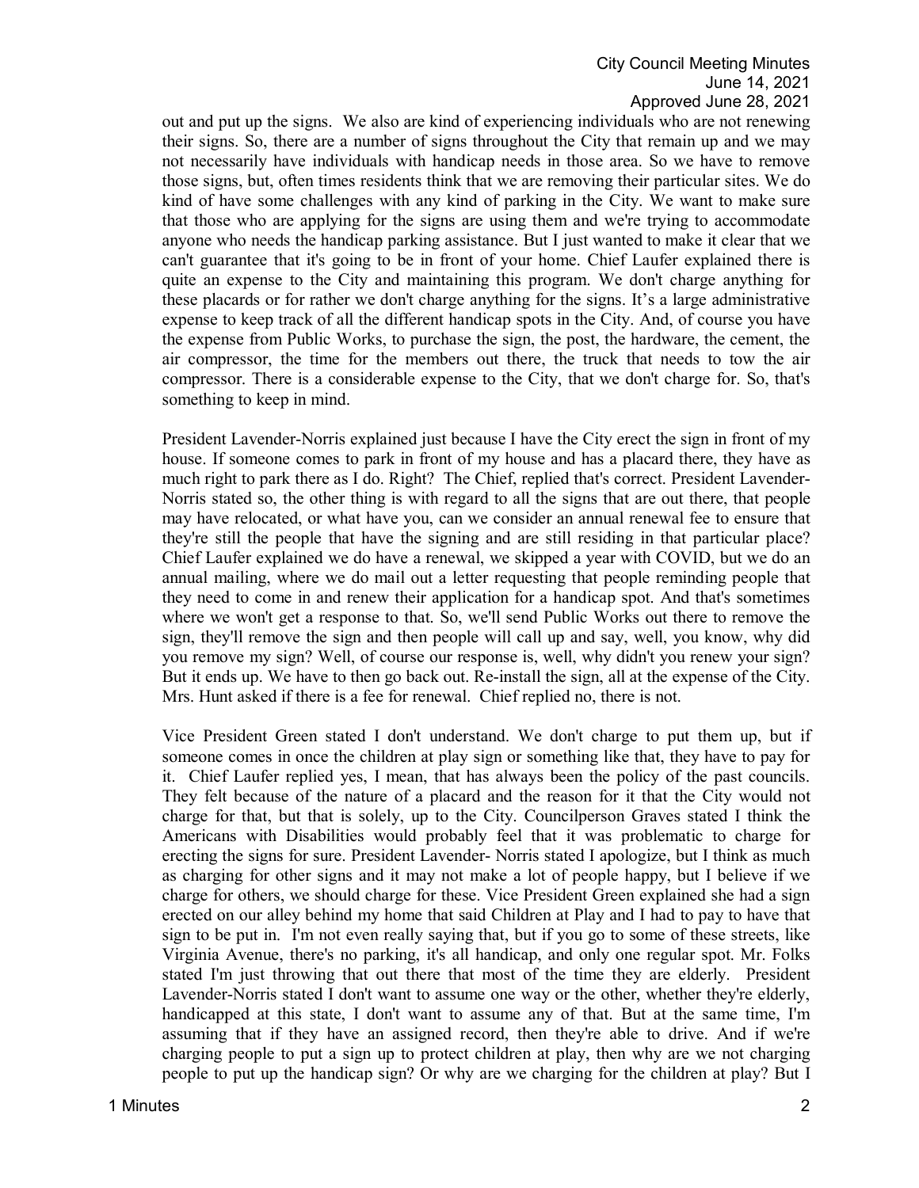out and put up the signs. We also are kind of experiencing individuals who are not renewing their signs. So, there are a number of signs throughout the City that remain up and we may not necessarily have individuals with handicap needs in those area. So we have to remove those signs, but, often times residents think that we are removing their particular sites. We do kind of have some challenges with any kind of parking in the City. We want to make sure that those who are applying for the signs are using them and we're trying to accommodate anyone who needs the handicap parking assistance. But I just wanted to make it clear that we can't guarantee that it's going to be in front of your home. Chief Laufer explained there is quite an expense to the City and maintaining this program. We don't charge anything for these placards or for rather we don't charge anything for the signs. It's a large administrative expense to keep track of all the different handicap spots in the City. And, of course you have the expense from Public Works, to purchase the sign, the post, the hardware, the cement, the air compressor, the time for the members out there, the truck that needs to tow the air compressor. There is a considerable expense to the City, that we don't charge for. So, that's something to keep in mind.

President Lavender-Norris explained just because I have the City erect the sign in front of my house. If someone comes to park in front of my house and has a placard there, they have as much right to park there as I do. Right? The Chief, replied that's correct. President Lavender-Norris stated so, the other thing is with regard to all the signs that are out there, that people may have relocated, or what have you, can we consider an annual renewal fee to ensure that they're still the people that have the signing and are still residing in that particular place? Chief Laufer explained we do have a renewal, we skipped a year with COVID, but we do an annual mailing, where we do mail out a letter requesting that people reminding people that they need to come in and renew their application for a handicap spot. And that's sometimes where we won't get a response to that. So, we'll send Public Works out there to remove the sign, they'll remove the sign and then people will call up and say, well, you know, why did you remove my sign? Well, of course our response is, well, why didn't you renew your sign? But it ends up. We have to then go back out. Re-install the sign, all at the expense of the City. Mrs. Hunt asked if there is a fee for renewal. Chief replied no, there is not.

Vice President Green stated I don't understand. We don't charge to put them up, but if someone comes in once the children at play sign or something like that, they have to pay for it. Chief Laufer replied yes, I mean, that has always been the policy of the past councils. They felt because of the nature of a placard and the reason for it that the City would not charge for that, but that is solely, up to the City. Councilperson Graves stated I think the Americans with Disabilities would probably feel that it was problematic to charge for erecting the signs for sure. President Lavender- Norris stated I apologize, but I think as much as charging for other signs and it may not make a lot of people happy, but I believe if we charge for others, we should charge for these. Vice President Green explained she had a sign erected on our alley behind my home that said Children at Play and I had to pay to have that sign to be put in. I'm not even really saying that, but if you go to some of these streets, like Virginia Avenue, there's no parking, it's all handicap, and only one regular spot. Mr. Folks stated I'm just throwing that out there that most of the time they are elderly. President Lavender-Norris stated I don't want to assume one way or the other, whether they're elderly, handicapped at this state, I don't want to assume any of that. But at the same time, I'm assuming that if they have an assigned record, then they're able to drive. And if we're charging people to put a sign up to protect children at play, then why are we not charging people to put up the handicap sign? Or why are we charging for the children at play? But I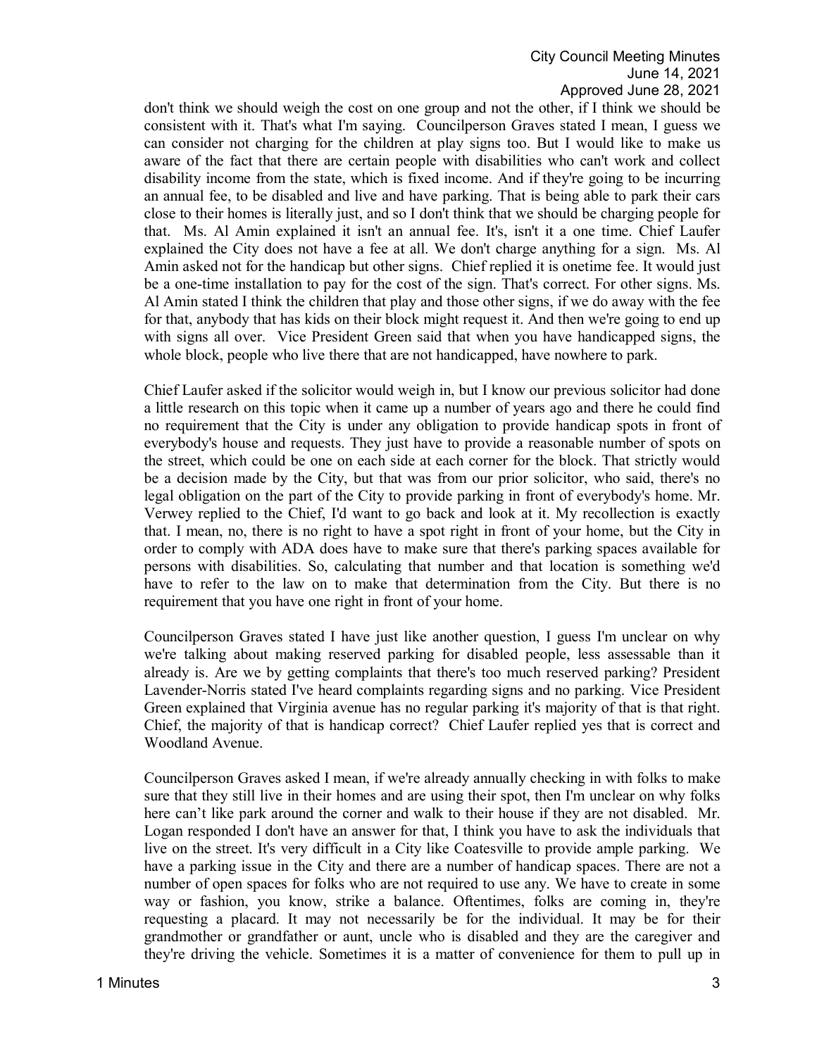don't think we should weigh the cost on one group and not the other, if I think we should be consistent with it. That's what I'm saying. Councilperson Graves stated I mean, I guess we can consider not charging for the children at play signs too. But I would like to make us aware of the fact that there are certain people with disabilities who can't work and collect disability income from the state, which is fixed income. And if they're going to be incurring an annual fee, to be disabled and live and have parking. That is being able to park their cars close to their homes is literally just, and so I don't think that we should be charging people for that. Ms. Al Amin explained it isn't an annual fee. It's, isn't it a one time. Chief Laufer explained the City does not have a fee at all. We don't charge anything for a sign. Ms. Al Amin asked not for the handicap but other signs. Chief replied it is onetime fee. It would just be a one-time installation to pay for the cost of the sign. That's correct. For other signs. Ms. Al Amin stated I think the children that play and those other signs, if we do away with the fee for that, anybody that has kids on their block might request it. And then we're going to end up with signs all over. Vice President Green said that when you have handicapped signs, the whole block, people who live there that are not handicapped, have nowhere to park.

Chief Laufer asked if the solicitor would weigh in, but I know our previous solicitor had done a little research on this topic when it came up a number of years ago and there he could find no requirement that the City is under any obligation to provide handicap spots in front of everybody's house and requests. They just have to provide a reasonable number of spots on the street, which could be one on each side at each corner for the block. That strictly would be a decision made by the City, but that was from our prior solicitor, who said, there's no legal obligation on the part of the City to provide parking in front of everybody's home. Mr. Verwey replied to the Chief, I'd want to go back and look at it. My recollection is exactly that. I mean, no, there is no right to have a spot right in front of your home, but the City in order to comply with ADA does have to make sure that there's parking spaces available for persons with disabilities. So, calculating that number and that location is something we'd have to refer to the law on to make that determination from the City. But there is no requirement that you have one right in front of your home.

Councilperson Graves stated I have just like another question, I guess I'm unclear on why we're talking about making reserved parking for disabled people, less assessable than it already is. Are we by getting complaints that there's too much reserved parking? President Lavender-Norris stated I've heard complaints regarding signs and no parking. Vice President Green explained that Virginia avenue has no regular parking it's majority of that is that right. Chief, the majority of that is handicap correct? Chief Laufer replied yes that is correct and Woodland Avenue.

Councilperson Graves asked I mean, if we're already annually checking in with folks to make sure that they still live in their homes and are using their spot, then I'm unclear on why folks here can't like park around the corner and walk to their house if they are not disabled. Mr. Logan responded I don't have an answer for that, I think you have to ask the individuals that live on the street. It's very difficult in a City like Coatesville to provide ample parking. We have a parking issue in the City and there are a number of handicap spaces. There are not a number of open spaces for folks who are not required to use any. We have to create in some way or fashion, you know, strike a balance. Oftentimes, folks are coming in, they're requesting a placard. It may not necessarily be for the individual. It may be for their grandmother or grandfather or aunt, uncle who is disabled and they are the caregiver and they're driving the vehicle. Sometimes it is a matter of convenience for them to pull up in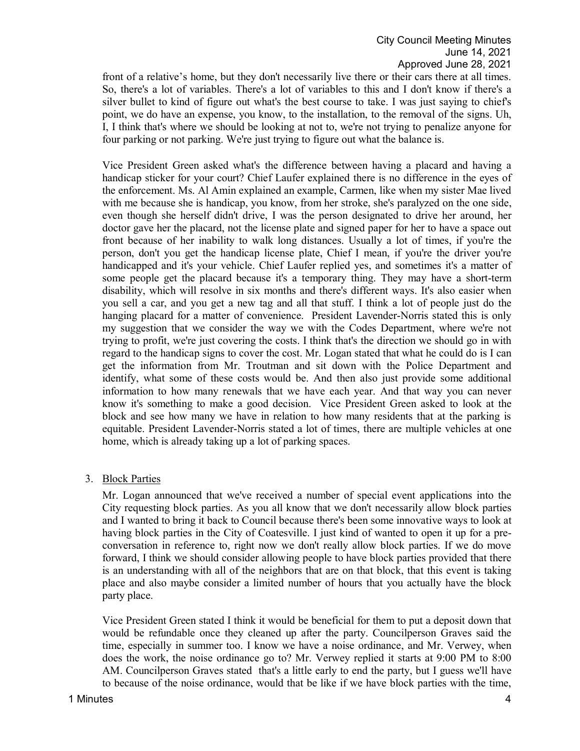front of a relative's home, but they don't necessarily live there or their cars there at all times. So, there's a lot of variables. There's a lot of variables to this and I don't know if there's a silver bullet to kind of figure out what's the best course to take. I was just saying to chief's point, we do have an expense, you know, to the installation, to the removal of the signs. Uh, I, I think that's where we should be looking at not to, we're not trying to penalize anyone for four parking or not parking. We're just trying to figure out what the balance is.

Vice President Green asked what's the difference between having a placard and having a handicap sticker for your court? Chief Laufer explained there is no difference in the eyes of the enforcement. Ms. Al Amin explained an example, Carmen, like when my sister Mae lived with me because she is handicap, you know, from her stroke, she's paralyzed on the one side, even though she herself didn't drive, I was the person designated to drive her around, her doctor gave her the placard, not the license plate and signed paper for her to have a space out front because of her inability to walk long distances. Usually a lot of times, if you're the person, don't you get the handicap license plate, Chief I mean, if you're the driver you're handicapped and it's your vehicle. Chief Laufer replied yes, and sometimes it's a matter of some people get the placard because it's a temporary thing. They may have a short-term disability, which will resolve in six months and there's different ways. It's also easier when you sell a car, and you get a new tag and all that stuff. I think a lot of people just do the hanging placard for a matter of convenience. President Lavender-Norris stated this is only my suggestion that we consider the way we with the Codes Department, where we're not trying to profit, we're just covering the costs. I think that's the direction we should go in with regard to the handicap signs to cover the cost. Mr. Logan stated that what he could do is I can get the information from Mr. Troutman and sit down with the Police Department and identify, what some of these costs would be. And then also just provide some additional information to how many renewals that we have each year. And that way you can never know it's something to make a good decision. Vice President Green asked to look at the block and see how many we have in relation to how many residents that at the parking is equitable. President Lavender-Norris stated a lot of times, there are multiple vehicles at one home, which is already taking up a lot of parking spaces.

3. Block Parties

Mr. Logan announced that we've received a number of special event applications into the City requesting block parties. As you all know that we don't necessarily allow block parties and I wanted to bring it back to Council because there's been some innovative ways to look at having block parties in the City of Coatesville. I just kind of wanted to open it up for a pre-conversation in reference to, right now we don't really allow block parties. If we do move forward, I think we should consider allowing people to have block parties provided that there is an understanding with all of the neighbors that are on that block, that this event is taking place and also maybe consider a limited number of hours that you actually have the block party place.

Vice President Green stated I think it would be beneficial for them to put a deposit down that would be refundable once they cleaned up after the party. Councilperson Graves said the time, especially in summer too. I know we have a noise ordinance, and Mr. Verwey, when does the work, the noise ordinance go to? Mr. Verwey replied it starts at 9:00 PM to 8:00 AM. Councilperson Graves stated that's a little early to end the party, but I guess we'll have to because of the noise ordinance, would that be like if we have block parties with the time,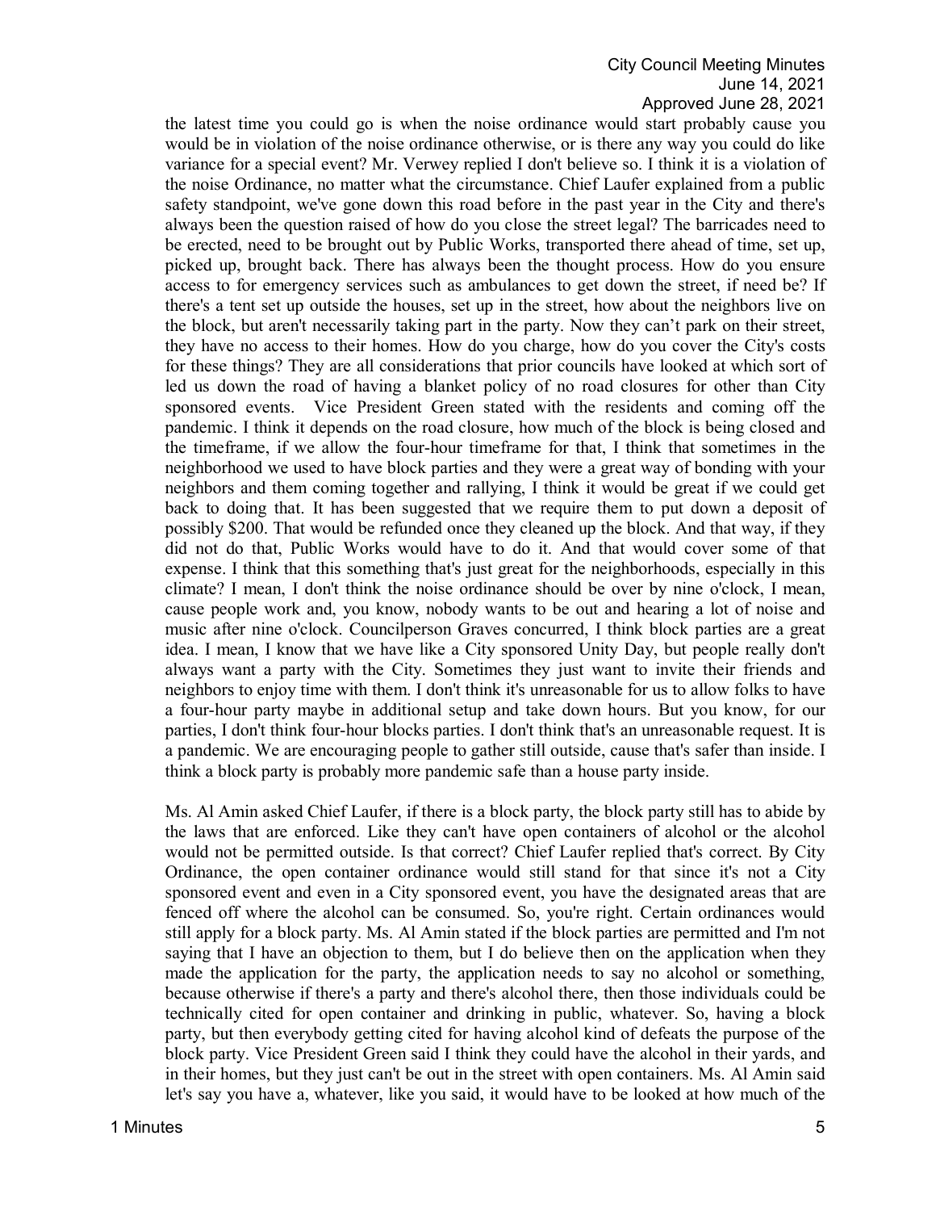the latest time you could go is when the noise ordinance would start probably cause you would be in violation of the noise ordinance otherwise, or is there any way you could do like variance for a special event? Mr. Verwey replied I don't believe so. I think it is a violation of the noise Ordinance, no matter what the circumstance. Chief Laufer explained from a public safety standpoint, we've gone down this road before in the past year in the City and there's always been the question raised of how do you close the street legal? The barricades need to be erected, need to be brought out by Public Works, transported there ahead of time, set up, picked up, brought back. There has always been the thought process. How do you ensure access to for emergency services such as ambulances to get down the street, if need be? If there's a tent set up outside the houses, set up in the street, how about the neighbors live on the block, but aren't necessarily taking part in the party. Now they can't park on their street, they have no access to their homes. How do you charge, how do you cover the City's costs for these things? They are all considerations that prior councils have looked at which sort of led us down the road of having a blanket policy of no road closures for other than City sponsored events. Vice President Green stated with the residents and coming off the pandemic. I think it depends on the road closure, how much of the block is being closed and the timeframe, if we allow the four-hour timeframe for that, I think that sometimes in the neighborhood we used to have block parties and they were a great way of bonding with your neighbors and them coming together and rallying, I think it would be great if we could get back to doing that. It has been suggested that we require them to put down a deposit of possibly $200. That would be refunded once they cleaned up the block. And that way, if they did not do that, Public Works would have to do it. And that would cover some of that expense. I think that this something that's just great for the neighborhoods, especially in this climate? I mean, I don't think the noise ordinance should be over by nine o'clock, I mean, cause people work and, you know, nobody wants to be out and hearing a lot of noise and music after nine o'clock. Councilperson Graves concurred, I think block parties are a great idea. I mean, I know that we have like a City sponsored Unity Day, but people really don't always want a party with the City. Sometimes they just want to invite their friends and neighbors to enjoy time with them. I don't think it's unreasonable for us to allow folks to have a four-hour party maybe in additional setup and take down hours. But you know, for our parties, I don't think four-hour blocks parties. I don't think that's an unreasonable request. It is a pandemic. We are encouraging people to gather still outside, cause that's safer than inside. I think a block party is probably more pandemic safe than a house party inside.

Ms. Al Amin asked Chief Laufer, if there is a block party, the block party still has to abide by the laws that are enforced. Like they can't have open containers of alcohol or the alcohol would not be permitted outside. Is that correct? Chief Laufer replied that's correct. By City Ordinance, the open container ordinance would still stand for that since it's not a City sponsored event and even in a City sponsored event, you have the designated areas that are fenced off where the alcohol can be consumed. So, you're right. Certain ordinances would still apply for a block party. Ms. Al Amin stated if the block parties are permitted and I'm not saying that I have an objection to them, but I do believe then on the application when they made the application for the party, the application needs to say no alcohol or something, because otherwise if there's a party and there's alcohol there, then those individuals could be technically cited for open container and drinking in public, whatever. So, having a block party, but then everybody getting cited for having alcohol kind of defeats the purpose of the block party. Vice President Green said I think they could have the alcohol in their yards, and in their homes, but they just can't be out in the street with open containers. Ms. Al Amin said let's say you have a, whatever, like you said, it would have to be looked at how much of the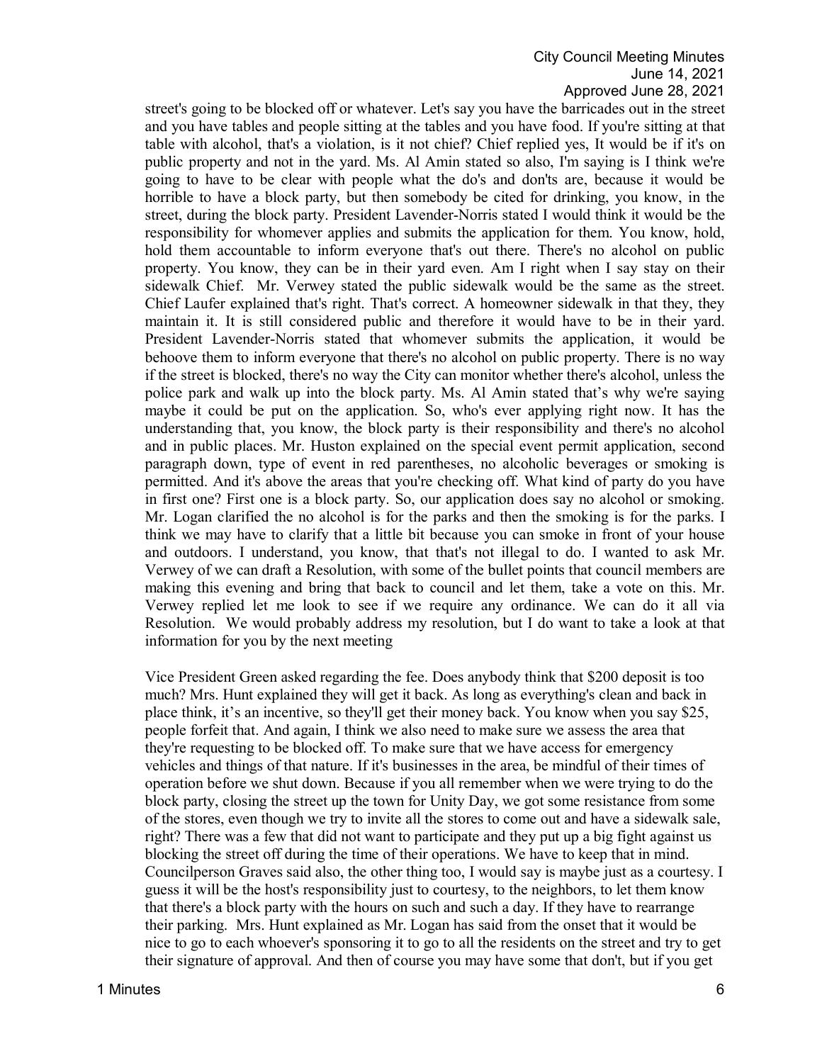street's going to be blocked off or whatever. Let's say you have the barricades out in the street and you have tables and people sitting at the tables and you have food. If you're sitting at that table with alcohol, that's a violation, is it not chief? Chief replied yes, It would be if it's on public property and not in the yard. Ms. Al Amin stated so also, I'm saying is I think we're going to have to be clear with people what the do's and don'ts are, because it would be horrible to have a block party, but then somebody be cited for drinking, you know, in the street, during the block party. President Lavender-Norris stated I would think it would be the responsibility for whomever applies and submits the application for them. You know, hold, hold them accountable to inform everyone that's out there. There's no alcohol on public property. You know, they can be in their yard even. Am I right when I say stay on their sidewalk Chief. Mr. Verwey stated the public sidewalk would be the same as the street. Chief Laufer explained that's right. That's correct. A homeowner sidewalk in that they, they maintain it. It is still considered public and therefore it would have to be in their yard. President Lavender-Norris stated that whomever submits the application, it would be behoove them to inform everyone that there's no alcohol on public property. There is no way if the street is blocked, there's no way the City can monitor whether there's alcohol, unless the police park and walk up into the block party. Ms. Al Amin stated that's why we're saying maybe it could be put on the application. So, who's ever applying right now. It has the understanding that, you know, the block party is their responsibility and there's no alcohol and in public places. Mr. Huston explained on the special event permit application, second paragraph down, type of event in red parentheses, no alcoholic beverages or smoking is permitted. And it's above the areas that you're checking off. What kind of party do you have in first one? First one is a block party. So, our application does say no alcohol or smoking. Mr. Logan clarified the no alcohol is for the parks and then the smoking is for the parks. I think we may have to clarify that a little bit because you can smoke in front of your house and outdoors. I understand, you know, that that's not illegal to do. I wanted to ask Mr. Verwey of we can draft a Resolution, with some of the bullet points that council members are making this evening and bring that back to council and let them, take a vote on this. Mr. Verwey replied let me look to see if we require any ordinance. We can do it all via Resolution. We would probably address my resolution, but I do want to take a look at that information for you by the next meeting

Vice President Green asked regarding the fee. Does anybody think that $200 deposit is too much? Mrs. Hunt explained they will get it back. As long as everything's clean and back in place think, it's an incentive, so they'll get their money back. You know when you say $25, people forfeit that. And again, I think we also need to make sure we assess the area that they're requesting to be blocked off. To make sure that we have access for emergency vehicles and things of that nature. If it's businesses in the area, be mindful of their times of operation before we shut down. Because if you all remember when we were trying to do the block party, closing the street up the town for Unity Day, we got some resistance from some of the stores, even though we try to invite all the stores to come out and have a sidewalk sale, right? There was a few that did not want to participate and they put up a big fight against us blocking the street off during the time of their operations. We have to keep that in mind. Councilperson Graves said also, the other thing too, I would say is maybe just as a courtesy. I guess it will be the host's responsibility just to courtesy, to the neighbors, to let them know that there's a block party with the hours on such and such a day. If they have to rearrange their parking. Mrs. Hunt explained as Mr. Logan has said from the onset that it would be nice to go to each whoever's sponsoring it to go to all the residents on the street and try to get their signature of approval. And then of course you may have some that don't, but if you get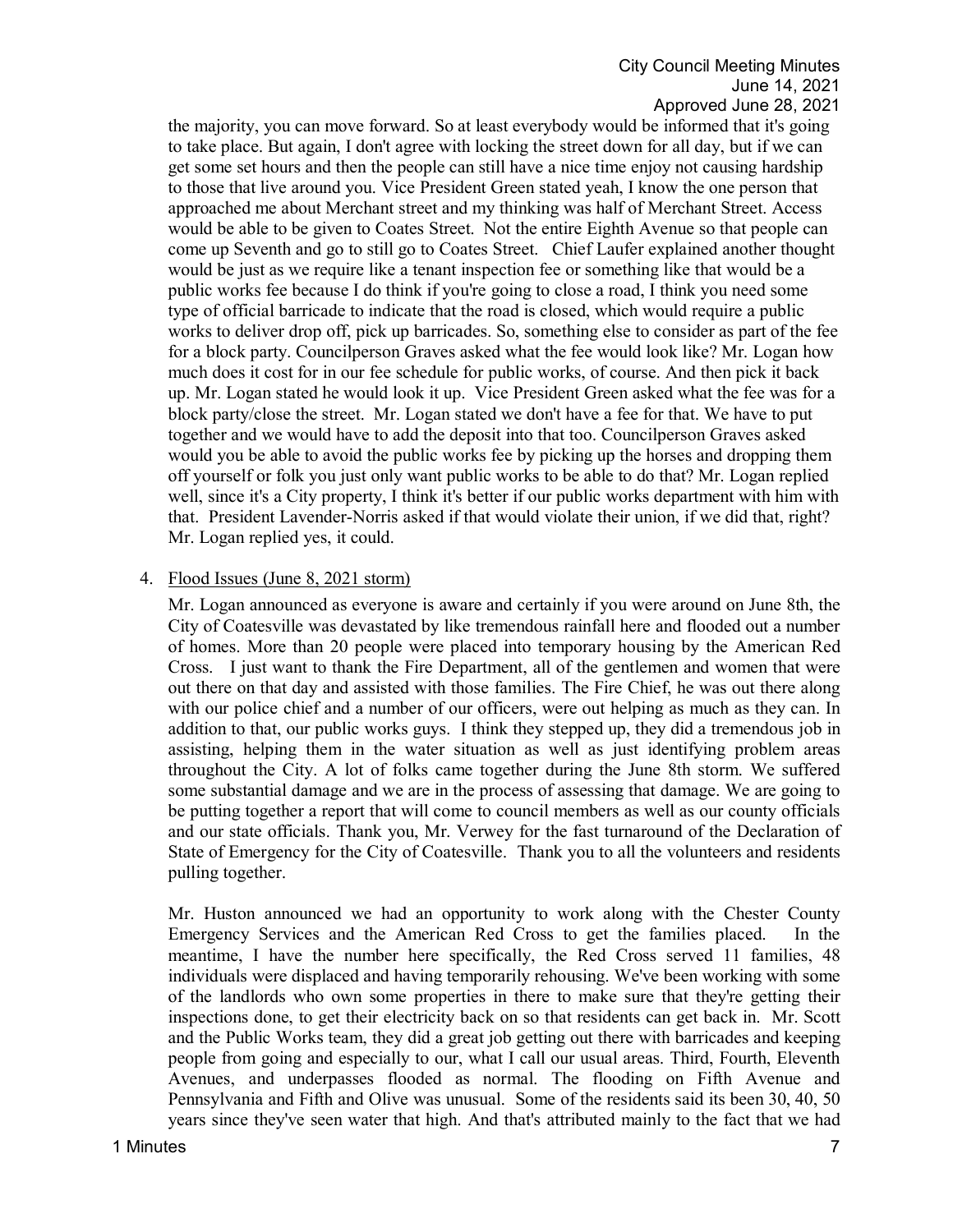the majority, you can move forward. So at least everybody would be informed that it's going to take place. But again, I don't agree with locking the street down for all day, but if we can get some set hours and then the people can still have a nice time enjoy not causing hardship to those that live around you. Vice President Green stated yeah, I know the one person that approached me about Merchant street and my thinking was half of Merchant Street. Access would be able to be given to Coates Street. Not the entire Eighth Avenue so that people can come up Seventh and go to still go to Coates Street. Chief Laufer explained another thought would be just as we require like a tenant inspection fee or something like that would be a public works fee because I do think if you're going to close a road, I think you need some type of official barricade to indicate that the road is closed, which would require a public works to deliver drop off, pick up barricades. So, something else to consider as part of the fee for a block party. Councilperson Graves asked what the fee would look like? Mr. Logan how much does it cost for in our fee schedule for public works, of course. And then pick it back up. Mr. Logan stated he would look it up. Vice President Green asked what the fee was for a block party/close the street. Mr. Logan stated we don't have a fee for that. We have to put together and we would have to add the deposit into that too. Councilperson Graves asked would you be able to avoid the public works fee by picking up the horses and dropping them off yourself or folk you just only want public works to be able to do that? Mr. Logan replied well, since it's a City property, I think it's better if our public works department with him with that. President Lavender-Norris asked if that would violate their union, if we did that, right? Mr. Logan replied yes, it could.

4. Flood Issues (June 8, 2021 storm)

   Mr. Logan announced as everyone is aware and certainly if you were around on June 8th, the City of Coatesville was devastated by like tremendous rainfall here and flooded out a number of homes. More than 20 people were placed into temporary housing by the American Red Cross. I just want to thank the Fire Department, all of the gentlemen and women that were out there on that day and assisted with those families. The Fire Chief, he was out there along with our police chief and a number of our officers, were out helping as much as they can. In addition to that, our public works guys. I think they stepped up, they did a tremendous job in assisting, helping them in the water situation as well as just identifying problem areas throughout the City. A lot of folks came together during the June 8th storm. We suffered some substantial damage and we are in the process of assessing that damage. We are going to be putting together a report that will come to council members as well as our county officials and our state officials. Thank you, Mr. Verwey for the fast turnaround of the Declaration of State of Emergency for the City of Coatesville. Thank you to all the volunteers and residents pulling together.

   Mr. Huston announced we had an opportunity to work along with the Chester County Emergency Services and the American Red Cross to get the families placed. In the meantime, I have the number here specifically, the Red Cross served 11 families, 48 individuals were displaced and having temporarily rehousing. We've been working with some of the landlords who own some properties in there to make sure that they're getting their inspections done, to get their electricity back on so that residents can get back in. Mr. Scott and the Public Works team, they did a great job getting out there with barricades and keeping people from going and especially to our, what I call our usual areas. Third, Fourth, Eleventh Avenues, and underpasses flooded as normal. The flooding on Fifth Avenue and Pennsylvania and Fifth and Olive was unusual. Some of the residents said its been 30, 40, 50 years since they've seen water that high. And that's attributed mainly to the fact that we had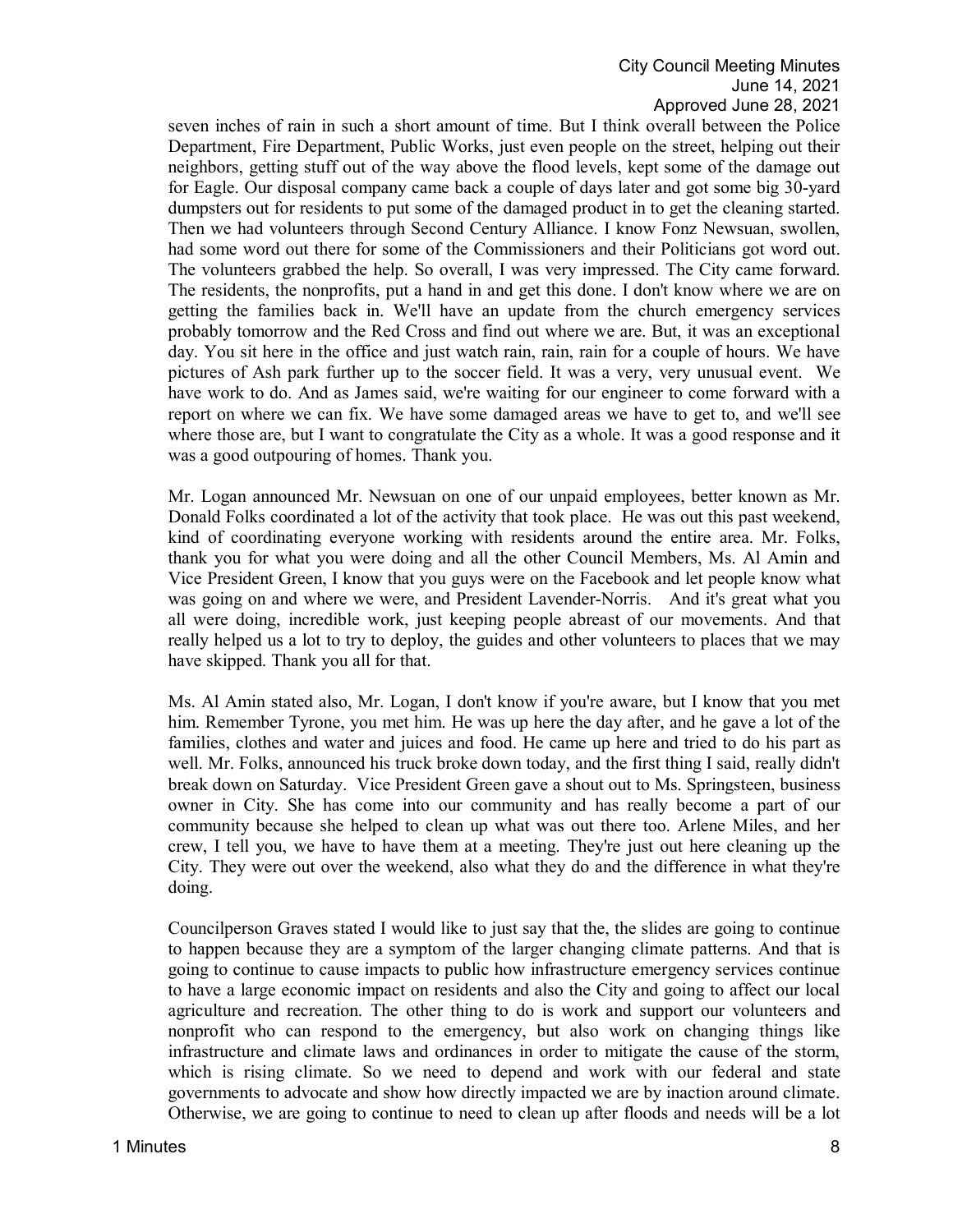seven inches of rain in such a short amount of time. But I think overall between the Police Department, Fire Department, Public Works, just even people on the street, helping out their neighbors, getting stuff out of the way above the flood levels, kept some of the damage out for Eagle. Our disposal company came back a couple of days later and got some big 30-yard dumpsters out for residents to put some of the damaged product in to get the cleaning started. Then we had volunteers through Second Century Alliance. I know Fonz Newsuan, swollen, had some word out there for some of the Commissioners and their Politicians got word out. The volunteers grabbed the help. So overall, I was very impressed. The City came forward. The residents, the nonprofits, put a hand in and get this done. I don't know where we are on getting the families back in. We'll have an update from the church emergency services probably tomorrow and the Red Cross and find out where we are. But, it was an exceptional day. You sit here in the office and just watch rain, rain, rain for a couple of hours. We have pictures of Ash park further up to the soccer field. It was a very, very unusual event. We have work to do. And as James said, we're waiting for our engineer to come forward with a report on where we can fix. We have some damaged areas we have to get to, and we'll see where those are, but I want to congratulate the City as a whole. It was a good response and it was a good outpouring of homes. Thank you.

Mr. Logan announced Mr. Newsuan on one of our unpaid employees, better known as Mr. Donald Folks coordinated a lot of the activity that took place. He was out this past weekend, kind of coordinating everyone working with residents around the entire area. Mr. Folks, thank you for what you were doing and all the other Council Members, Ms. Al Amin and Vice President Green, I know that you guys were on the Facebook and let people know what was going on and where we were, and President Lavender-Norris. And it's great what you all were doing, incredible work, just keeping people abreast of our movements. And that really helped us a lot to try to deploy, the guides and other volunteers to places that we may have skipped. Thank you all for that.

Ms. Al Amin stated also, Mr. Logan, I don't know if you're aware, but I know that you met him. Remember Tyrone, you met him. He was up here the day after, and he gave a lot of the families, clothes and water and juices and food. He came up here and tried to do his part as well. Mr. Folks, announced his truck broke down today, and the first thing I said, really didn't break down on Saturday. Vice President Green gave a shout out to Ms. Springsteen, business owner in City. She has come into our community and has really become a part of our community because she helped to clean up what was out there too. Arlene Miles, and her crew, I tell you, we have to have them at a meeting. They're just out here cleaning up the City. They were out over the weekend, also what they do and the difference in what they're doing.

Councilperson Graves stated I would like to just say that the, the slides are going to continue to happen because they are a symptom of the larger changing climate patterns. And that is going to continue to cause impacts to public how infrastructure emergency services continue to have a large economic impact on residents and also the City and going to affect our local agriculture and recreation. The other thing to do is work and support our volunteers and nonprofit who can respond to the emergency, but also work on changing things like infrastructure and climate laws and ordinances in order to mitigate the cause of the storm, which is rising climate. So we need to depend and work with our federal and state governments to advocate and show how directly impacted we are by inaction around climate. Otherwise, we are going to continue to need to clean up after floods and needs will be a lot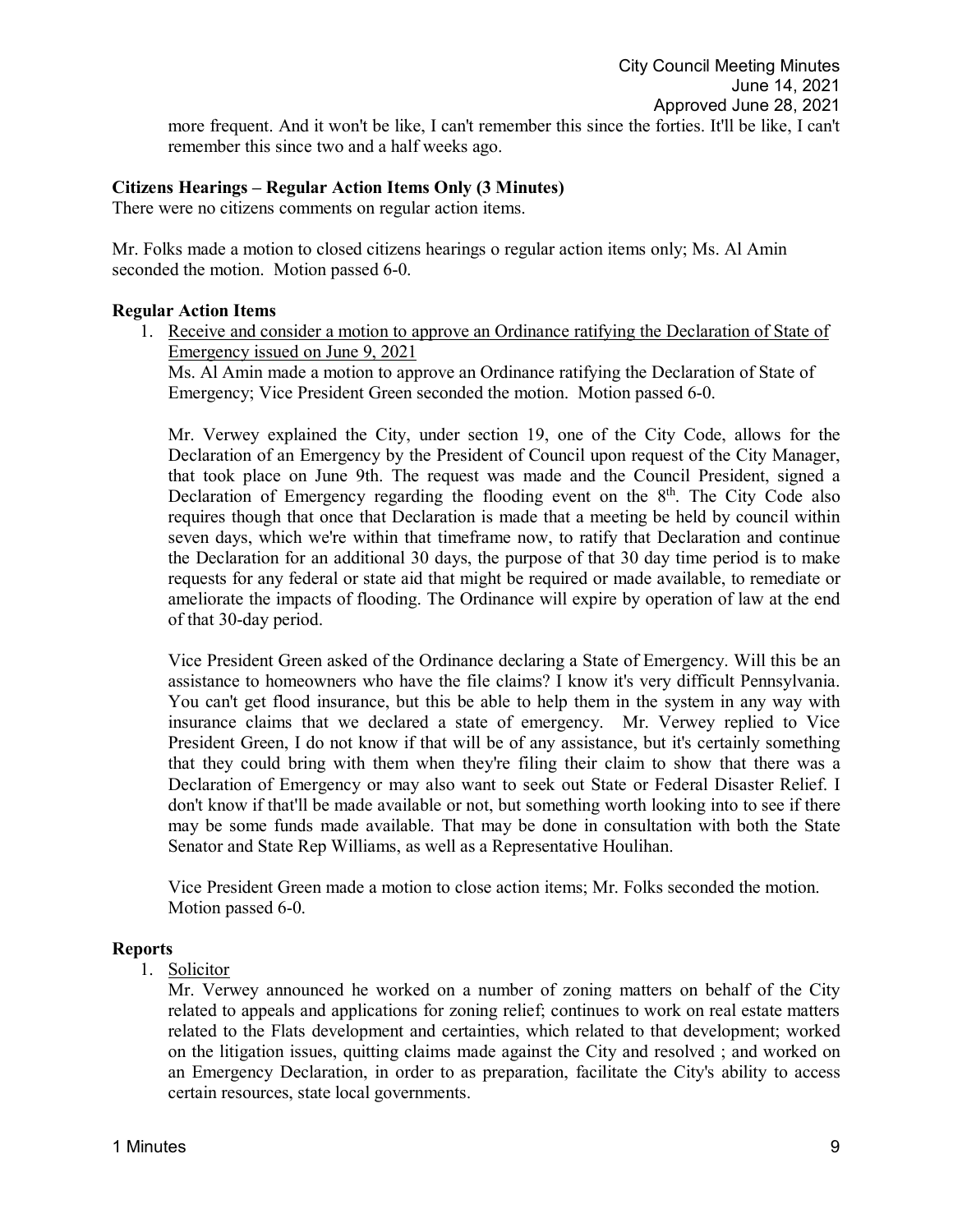more frequent. And it won't be like, I can't remember this since the forties. It'll be like, I can't remember this since two and a half weeks ago.

**Citizens Hearings – Regular Action Items Only (3 Minutes)**

There were no citizens comments on regular action items.

Mr. Folks made a motion to closed citizens hearings o regular action items only; Ms. Al Amin seconded the motion. Motion passed 6-0.

**Regular Action Items**

1. Receive and consider a motion to approve an Ordinance ratifying the Declaration of State of Emergency issued on June 9, 2021

   Ms. Al Amin made a motion to approve an Ordinance ratifying the Declaration of State of Emergency; Vice President Green seconded the motion. Motion passed 6-0.

   Mr. Verwey explained the City, under section 19, one of the City Code, allows for the Declaration of an Emergency by the President of Council upon request of the City Manager, that took place on June 9th. The request was made and the Council President, signed a Declaration of Emergency regarding the flooding event on the 8th. The City Code also requires though that once that Declaration is made that a meeting be held by council within seven days, which we're within that timeframe now, to ratify that Declaration and continue the Declaration for an additional 30 days, the purpose of that 30 day time period is to make requests for any federal or state aid that might be required or made available, to remediate or ameliorate the impacts of flooding. The Ordinance will expire by operation of law at the end of that 30-day period.

   Vice President Green asked of the Ordinance declaring a State of Emergency. Will this be an assistance to homeowners who have the file claims? I know it's very difficult Pennsylvania. You can't get flood insurance, but this be able to help them in the system in any way with insurance claims that we declared a state of emergency. Mr. Verwey replied to Vice President Green, I do not know if that will be of any assistance, but it's certainly something that they could bring with them when they're filing their claim to show that there was a Declaration of Emergency or may also want to seek out State or Federal Disaster Relief. I don't know if that'll be made available or not, but something worth looking into to see if there may be some funds made available. That may be done in consultation with both the State Senator and State Rep Williams, as well as a Representative Houlihan.

   Vice President Green made a motion to close action items; Mr. Folks seconded the motion. Motion passed 6-0.

**Reports**

1. Solicitor

   Mr. Verwey announced he worked on a number of zoning matters on behalf of the City related to appeals and applications for zoning relief; continues to work on real estate matters related to the Flats development and certainties, which related to that development; worked on the litigation issues, quitting claims made against the City and resolved ; and worked on an Emergency Declaration, in order to as preparation, facilitate the City's ability to access certain resources, state local governments.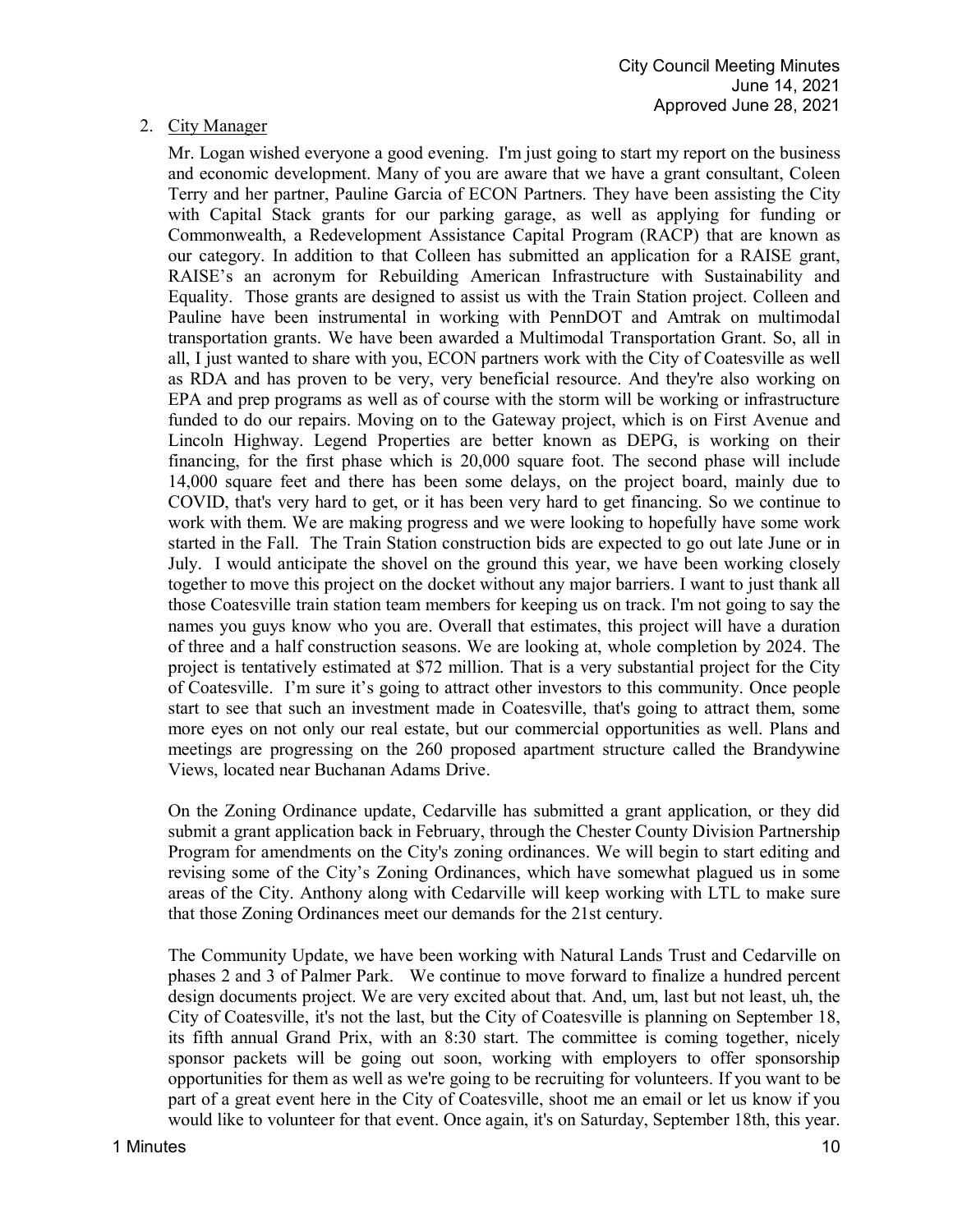2. City Manager

Mr. Logan wished everyone a good evening. I'm just going to start my report on the business and economic development. Many of you are aware that we have a grant consultant, Coleen Terry and her partner, Pauline Garcia of ECON Partners. They have been assisting the City with Capital Stack grants for our parking garage, as well as applying for funding or Commonwealth, a Redevelopment Assistance Capital Program (RACP) that are known as our category. In addition to that Colleen has submitted an application for a RAISE grant, RAISE's an acronym for Rebuilding American Infrastructure with Sustainability and Equality. Those grants are designed to assist us with the Train Station project. Colleen and Pauline have been instrumental in working with PennDOT and Amtrak on multimodal transportation grants. We have been awarded a Multimodal Transportation Grant. So, all in all, I just wanted to share with you, ECON partners work with the City of Coatesville as well as RDA and has proven to be very, very beneficial resource. And they're also working on EPA and prep programs as well as of course with the storm will be working or infrastructure funded to do our repairs. Moving on to the Gateway project, which is on First Avenue and Lincoln Highway. Legend Properties are better known as DEPG, is working on their financing, for the first phase which is 20,000 square foot. The second phase will include 14,000 square feet and there has been some delays, on the project board, mainly due to COVID, that's very hard to get, or it has been very hard to get financing. So we continue to work with them. We are making progress and we were looking to hopefully have some work started in the Fall. The Train Station construction bids are expected to go out late June or in July. I would anticipate the shovel on the ground this year, we have been working closely together to move this project on the docket without any major barriers. I want to just thank all those Coatesville train station team members for keeping us on track. I'm not going to say the names you guys know who you are. Overall that estimates, this project will have a duration of three and a half construction seasons. We are looking at, whole completion by 2024. The project is tentatively estimated at $72 million. That is a very substantial project for the City of Coatesville. I'm sure it's going to attract other investors to this community. Once people start to see that such an investment made in Coatesville, that's going to attract them, some more eyes on not only our real estate, but our commercial opportunities as well. Plans and meetings are progressing on the 260 proposed apartment structure called the Brandywine Views, located near Buchanan Adams Drive.

On the Zoning Ordinance update, Cedarville has submitted a grant application, or they did submit a grant application back in February, through the Chester County Division Partnership Program for amendments on the City's zoning ordinances. We will begin to start editing and revising some of the City's Zoning Ordinances, which have somewhat plagued us in some areas of the City. Anthony along with Cedarville will keep working with LTL to make sure that those Zoning Ordinances meet our demands for the 21st century.

The Community Update, we have been working with Natural Lands Trust and Cedarville on phases 2 and 3 of Palmer Park. We continue to move forward to finalize a hundred percent design documents project. We are very excited about that. And, um, last but not least, uh, the City of Coatesville, it's not the last, but the City of Coatesville is planning on September 18, its fifth annual Grand Prix, with an 8:30 start. The committee is coming together, nicely sponsor packets will be going out soon, working with employers to offer sponsorship opportunities for them as well as we're going to be recruiting for volunteers. If you want to be part of a great event here in the City of Coatesville, shoot me an email or let us know if you would like to volunteer for that event. Once again, it's on Saturday, September 18th, this year.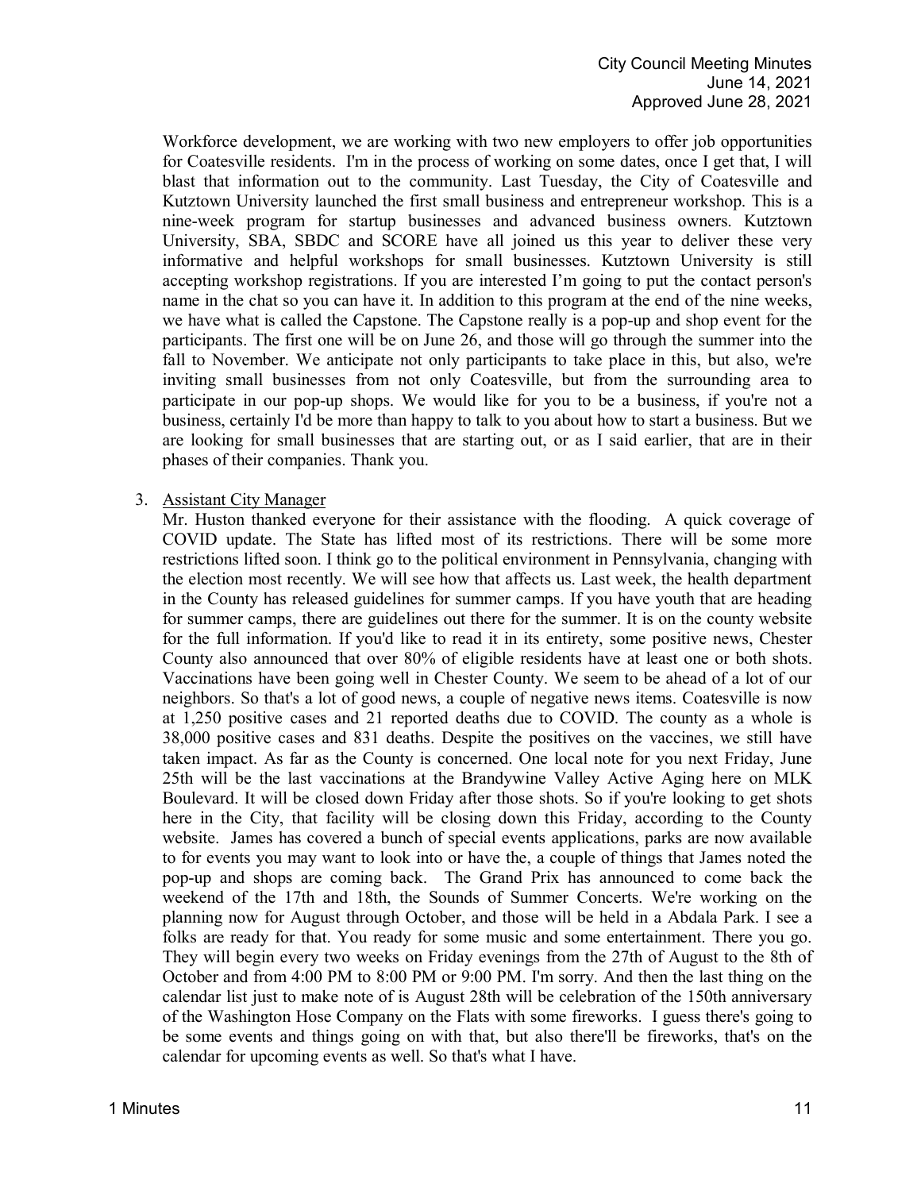Workforce development, we are working with two new employers to offer job opportunities for Coatesville residents. I'm in the process of working on some dates, once I get that, I will blast that information out to the community. Last Tuesday, the City of Coatesville and Kutztown University launched the first small business and entrepreneur workshop. This is a nine-week program for startup businesses and advanced business owners. Kutztown University, SBA, SBDC and SCORE have all joined us this year to deliver these very informative and helpful workshops for small businesses. Kutztown University is still accepting workshop registrations. If you are interested I'm going to put the contact person's name in the chat so you can have it. In addition to this program at the end of the nine weeks, we have what is called the Capstone. The Capstone really is a pop-up and shop event for the participants. The first one will be on June 26, and those will go through the summer into the fall to November. We anticipate not only participants to take place in this, but also, we're inviting small businesses from not only Coatesville, but from the surrounding area to participate in our pop-up shops. We would like for you to be a business, if you're not a business, certainly I'd be more than happy to talk to you about how to start a business. But we are looking for small businesses that are starting out, or as I said earlier, that are in their phases of their companies. Thank you.

3. Assistant City Manager

   Mr. Huston thanked everyone for their assistance with the flooding. A quick coverage of COVID update. The State has lifted most of its restrictions. There will be some more restrictions lifted soon. I think go to the political environment in Pennsylvania, changing with the election most recently. We will see how that affects us. Last week, the health department in the County has released guidelines for summer camps. If you have youth that are heading for summer camps, there are guidelines out there for the summer. It is on the county website for the full information. If you'd like to read it in its entirety, some positive news, Chester County also announced that over 80% of eligible residents have at least one or both shots. Vaccinations have been going well in Chester County. We seem to be ahead of a lot of our neighbors. So that's a lot of good news, a couple of negative news items. Coatesville is now at 1,250 positive cases and 21 reported deaths due to COVID. The county as a whole is 38,000 positive cases and 831 deaths. Despite the positives on the vaccines, we still have taken impact. As far as the County is concerned. One local note for you next Friday, June 25th will be the last vaccinations at the Brandywine Valley Active Aging here on MLK Boulevard. It will be closed down Friday after those shots. So if you're looking to get shots here in the City, that facility will be closing down this Friday, according to the County website. James has covered a bunch of special events applications, parks are now available to for events you may want to look into or have the, a couple of things that James noted the pop-up and shops are coming back. The Grand Prix has announced to come back the weekend of the 17th and 18th, the Sounds of Summer Concerts. We're working on the planning now for August through October, and those will be held in a Abdala Park. I see a folks are ready for that. You ready for some music and some entertainment. There you go. They will begin every two weeks on Friday evenings from the 27th of August to the 8th of October and from 4:00 PM to 8:00 PM or 9:00 PM. I'm sorry. And then the last thing on the calendar list just to make note of is August 28th will be celebration of the 150th anniversary of the Washington Hose Company on the Flats with some fireworks. I guess there's going to be some events and things going on with that, but also there'll be fireworks, that's on the calendar for upcoming events as well. So that's what I have.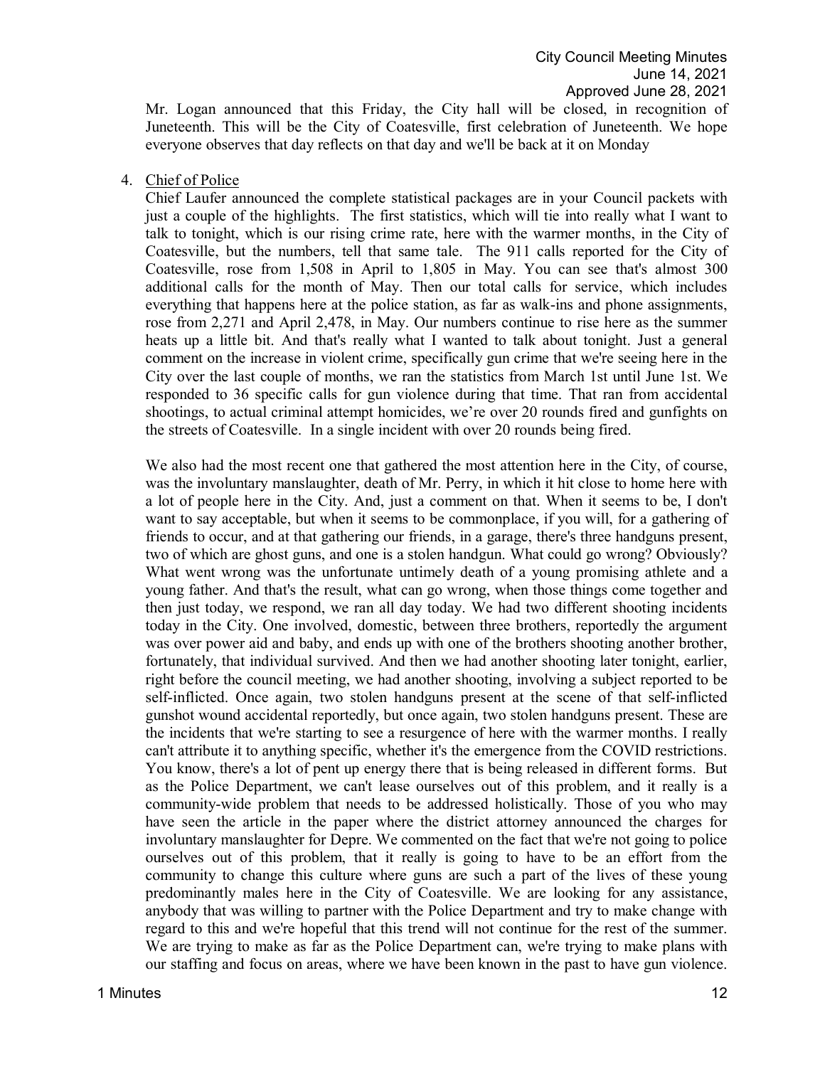Mr. Logan announced that this Friday, the City hall will be closed, in recognition of Juneteenth. This will be the City of Coatesville, first celebration of Juneteenth. We hope everyone observes that day reflects on that day and we'll be back at it on Monday

4. Chief of Police

Chief Laufer announced the complete statistical packages are in your Council packets with just a couple of the highlights. The first statistics, which will tie into really what I want to talk to tonight, which is our rising crime rate, here with the warmer months, in the City of Coatesville, but the numbers, tell that same tale. The 911 calls reported for the City of Coatesville, rose from 1,508 in April to 1,805 in May. You can see that's almost 300 additional calls for the month of May. Then our total calls for service, which includes everything that happens here at the police station, as far as walk-ins and phone assignments, rose from 2,271 and April 2,478, in May. Our numbers continue to rise here as the summer heats up a little bit. And that's really what I wanted to talk about tonight. Just a general comment on the increase in violent crime, specifically gun crime that we're seeing here in the City over the last couple of months, we ran the statistics from March 1st until June 1st. We responded to 36 specific calls for gun violence during that time. That ran from accidental shootings, to actual criminal attempt homicides, we're over 20 rounds fired and gunfights on the streets of Coatesville. In a single incident with over 20 rounds being fired.

We also had the most recent one that gathered the most attention here in the City, of course, was the involuntary manslaughter, death of Mr. Perry, in which it hit close to home here with a lot of people here in the City. And, just a comment on that. When it seems to be, I don't want to say acceptable, but when it seems to be commonplace, if you will, for a gathering of friends to occur, and at that gathering our friends, in a garage, there's three handguns present, two of which are ghost guns, and one is a stolen handgun. What could go wrong? Obviously? What went wrong was the unfortunate untimely death of a young promising athlete and a young father. And that's the result, what can go wrong, when those things come together and then just today, we respond, we ran all day today. We had two different shooting incidents today in the City. One involved, domestic, between three brothers, reportedly the argument was over power aid and baby, and ends up with one of the brothers shooting another brother, fortunately, that individual survived. And then we had another shooting later tonight, earlier, right before the council meeting, we had another shooting, involving a subject reported to be self-inflicted. Once again, two stolen handguns present at the scene of that self-inflicted gunshot wound accidental reportedly, but once again, two stolen handguns present. These are the incidents that we're starting to see a resurgence of here with the warmer months. I really can't attribute it to anything specific, whether it's the emergence from the COVID restrictions. You know, there's a lot of pent up energy there that is being released in different forms. But as the Police Department, we can't lease ourselves out of this problem, and it really is a community-wide problem that needs to be addressed holistically. Those of you who may have seen the article in the paper where the district attorney announced the charges for involuntary manslaughter for Depre. We commented on the fact that we're not going to police ourselves out of this problem, that it really is going to have to be an effort from the community to change this culture where guns are such a part of the lives of these young predominantly males here in the City of Coatesville. We are looking for any assistance, anybody that was willing to partner with the Police Department and try to make change with regard to this and we're hopeful that this trend will not continue for the rest of the summer. We are trying to make as far as the Police Department can, we're trying to make plans with our staffing and focus on areas, where we have been known in the past to have gun violence.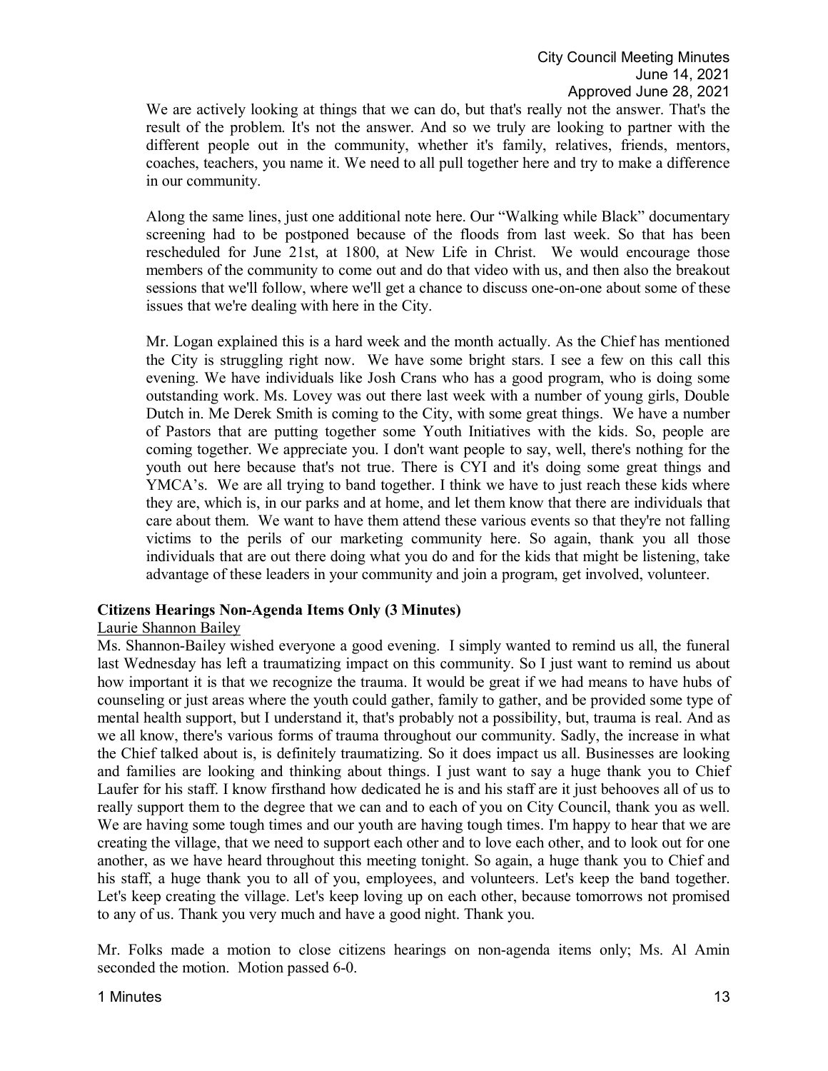We are actively looking at things that we can do, but that's really not the answer. That's the result of the problem. It's not the answer. And so we truly are looking to partner with the different people out in the community, whether it's family, relatives, friends, mentors, coaches, teachers, you name it. We need to all pull together here and try to make a difference in our community.

Along the same lines, just one additional note here. Our "Walking while Black" documentary screening had to be postponed because of the floods from last week. So that has been rescheduled for June 21st, at 1800, at New Life in Christ. We would encourage those members of the community to come out and do that video with us, and then also the breakout sessions that we'll follow, where we'll get a chance to discuss one-on-one about some of these issues that we're dealing with here in the City.

Mr. Logan explained this is a hard week and the month actually. As the Chief has mentioned the City is struggling right now. We have some bright stars. I see a few on this call this evening. We have individuals like Josh Crans who has a good program, who is doing some outstanding work. Ms. Lovey was out there last week with a number of young girls, Double Dutch in. Me Derek Smith is coming to the City, with some great things. We have a number of Pastors that are putting together some Youth Initiatives with the kids. So, people are coming together. We appreciate you. I don't want people to say, well, there's nothing for the youth out here because that's not true. There is CYI and it's doing some great things and YMCA's. We are all trying to band together. I think we have to just reach these kids where they are, which is, in our parks and at home, and let them know that there are individuals that care about them. We want to have them attend these various events so that they're not falling victims to the perils of our marketing community here. So again, thank you all those individuals that are out there doing what you do and for the kids that might be listening, take advantage of these leaders in your community and join a program, get involved, volunteer.

**Citizens Hearings Non-Agenda Items Only (3 Minutes)**

Laurie Shannon Bailey

Ms. Shannon-Bailey wished everyone a good evening. I simply wanted to remind us all, the funeral last Wednesday has left a traumatizing impact on this community. So I just want to remind us about how important it is that we recognize the trauma. It would be great if we had means to have hubs of counseling or just areas where the youth could gather, family to gather, and be provided some type of mental health support, but I understand it, that's probably not a possibility, but, trauma is real. And as we all know, there's various forms of trauma throughout our community. Sadly, the increase in what the Chief talked about is, is definitely traumatizing. So it does impact us all. Businesses are looking and families are looking and thinking about things. I just want to say a huge thank you to Chief Laufer for his staff. I know firsthand how dedicated he is and his staff are it just behooves all of us to really support them to the degree that we can and to each of you on City Council, thank you as well. We are having some tough times and our youth are having tough times. I'm happy to hear that we are creating the village, that we need to support each other and to love each other, and to look out for one another, as we have heard throughout this meeting tonight. So again, a huge thank you to Chief and his staff, a huge thank you to all of you, employees, and volunteers. Let's keep the band together. Let's keep creating the village. Let's keep loving up on each other, because tomorrows not promised to any of us. Thank you very much and have a good night. Thank you.

Mr. Folks made a motion to close citizens hearings on non-agenda items only; Ms. Al Amin seconded the motion. Motion passed 6-0.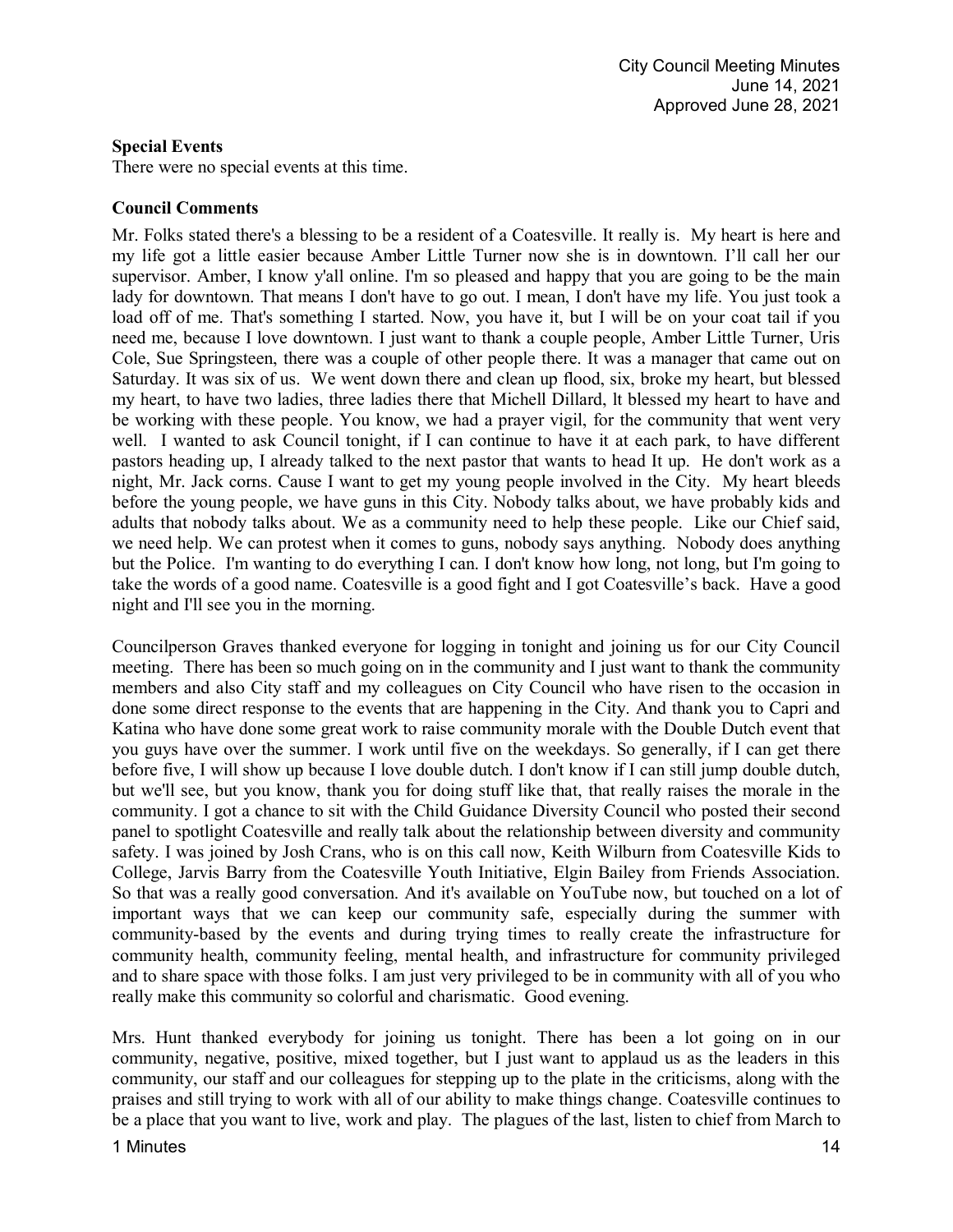**Special Events**

There were no special events at this time.

**Council Comments**

Mr. Folks stated there's a blessing to be a resident of a Coatesville. It really is. My heart is here and my life got a little easier because Amber Little Turner now she is in downtown. I'll call her our supervisor. Amber, I know y'all online. I'm so pleased and happy that you are going to be the main lady for downtown. That means I don't have to go out. I mean, I don't have my life. You just took a load off of me. That's something I started. Now, you have it, but I will be on your coat tail if you need me, because I love downtown. I just want to thank a couple people, Amber Little Turner, Uris Cole, Sue Springsteen, there was a couple of other people there. It was a manager that came out on Saturday. It was six of us. We went down there and clean up flood, six, broke my heart, but blessed my heart, to have two ladies, three ladies there that Michell Dillard, lt blessed my heart to have and be working with these people. You know, we had a prayer vigil, for the community that went very well. I wanted to ask Council tonight, if I can continue to have it at each park, to have different pastors heading up, I already talked to the next pastor that wants to head It up. He don't work as a night, Mr. Jack corns. Cause I want to get my young people involved in the City. My heart bleeds before the young people, we have guns in this City. Nobody talks about, we have probably kids and adults that nobody talks about. We as a community need to help these people. Like our Chief said, we need help. We can protest when it comes to guns, nobody says anything. Nobody does anything but the Police. I'm wanting to do everything I can. I don't know how long, not long, but I'm going to take the words of a good name. Coatesville is a good fight and I got Coatesville's back. Have a good night and I'll see you in the morning.

Councilperson Graves thanked everyone for logging in tonight and joining us for our City Council meeting. There has been so much going on in the community and I just want to thank the community members and also City staff and my colleagues on City Council who have risen to the occasion in done some direct response to the events that are happening in the City. And thank you to Capri and Katina who have done some great work to raise community morale with the Double Dutch event that you guys have over the summer. I work until five on the weekdays. So generally, if I can get there before five, I will show up because I love double dutch. I don't know if I can still jump double dutch, but we'll see, but you know, thank you for doing stuff like that, that really raises the morale in the community. I got a chance to sit with the Child Guidance Diversity Council who posted their second panel to spotlight Coatesville and really talk about the relationship between diversity and community safety. I was joined by Josh Crans, who is on this call now, Keith Wilburn from Coatesville Kids to College, Jarvis Barry from the Coatesville Youth Initiative, Elgin Bailey from Friends Association. So that was a really good conversation. And it's available on YouTube now, but touched on a lot of important ways that we can keep our community safe, especially during the summer with community-based by the events and during trying times to really create the infrastructure for community health, community feeling, mental health, and infrastructure for community privileged and to share space with those folks. I am just very privileged to be in community with all of you who really make this community so colorful and charismatic. Good evening.

Mrs. Hunt thanked everybody for joining us tonight. There has been a lot going on in our community, negative, positive, mixed together, but I just want to applaud us as the leaders in this community, our staff and our colleagues for stepping up to the plate in the criticisms, along with the praises and still trying to work with all of our ability to make things change. Coatesville continues to be a place that you want to live, work and play. The plagues of the last, listen to chief from March to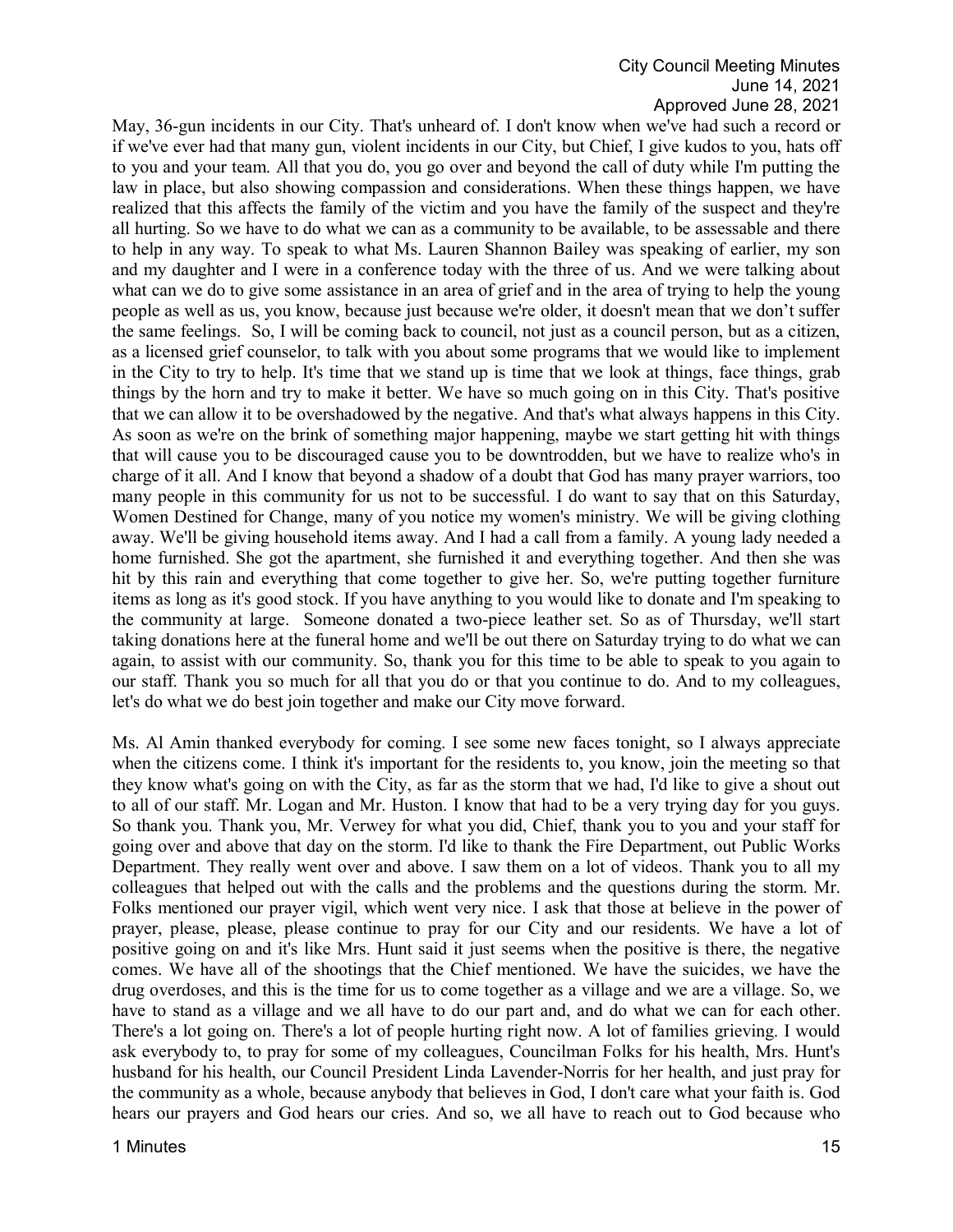May, 36-gun incidents in our City. That's unheard of. I don't know when we've had such a record or if we've ever had that many gun, violent incidents in our City, but Chief, I give kudos to you, hats off to you and your team. All that you do, you go over and beyond the call of duty while I'm putting the law in place, but also showing compassion and considerations. When these things happen, we have realized that this affects the family of the victim and you have the family of the suspect and they're all hurting. So we have to do what we can as a community to be available, to be assessable and there to help in any way. To speak to what Ms. Lauren Shannon Bailey was speaking of earlier, my son and my daughter and I were in a conference today with the three of us. And we were talking about what can we do to give some assistance in an area of grief and in the area of trying to help the young people as well as us, you know, because just because we're older, it doesn't mean that we don't suffer the same feelings. So, I will be coming back to council, not just as a council person, but as a citizen, as a licensed grief counselor, to talk with you about some programs that we would like to implement in the City to try to help. It's time that we stand up is time that we look at things, face things, grab things by the horn and try to make it better. We have so much going on in this City. That's positive that we can allow it to be overshadowed by the negative. And that's what always happens in this City. As soon as we're on the brink of something major happening, maybe we start getting hit with things that will cause you to be discouraged cause you to be downtrodden, but we have to realize who's in charge of it all. And I know that beyond a shadow of a doubt that God has many prayer warriors, too many people in this community for us not to be successful. I do want to say that on this Saturday, Women Destined for Change, many of you notice my women's ministry. We will be giving clothing away. We'll be giving household items away. And I had a call from a family. A young lady needed a home furnished. She got the apartment, she furnished it and everything together. And then she was hit by this rain and everything that come together to give her. So, we're putting together furniture items as long as it's good stock. If you have anything to you would like to donate and I'm speaking to the community at large. Someone donated a two-piece leather set. So as of Thursday, we'll start taking donations here at the funeral home and we'll be out there on Saturday trying to do what we can again, to assist with our community. So, thank you for this time to be able to speak to you again to our staff. Thank you so much for all that you do or that you continue to do. And to my colleagues, let's do what we do best join together and make our City move forward.

Ms. Al Amin thanked everybody for coming. I see some new faces tonight, so I always appreciate when the citizens come. I think it's important for the residents to, you know, join the meeting so that they know what's going on with the City, as far as the storm that we had, I'd like to give a shout out to all of our staff. Mr. Logan and Mr. Huston. I know that had to be a very trying day for you guys. So thank you. Thank you, Mr. Verwey for what you did, Chief, thank you to you and your staff for going over and above that day on the storm. I'd like to thank the Fire Department, out Public Works Department. They really went over and above. I saw them on a lot of videos. Thank you to all my colleagues that helped out with the calls and the problems and the questions during the storm. Mr. Folks mentioned our prayer vigil, which went very nice. I ask that those at believe in the power of prayer, please, please, please continue to pray for our City and our residents. We have a lot of positive going on and it's like Mrs. Hunt said it just seems when the positive is there, the negative comes. We have all of the shootings that the Chief mentioned. We have the suicides, we have the drug overdoses, and this is the time for us to come together as a village and we are a village. So, we have to stand as a village and we all have to do our part and, and do what we can for each other. There's a lot going on. There's a lot of people hurting right now. A lot of families grieving. I would ask everybody to, to pray for some of my colleagues, Councilman Folks for his health, Mrs. Hunt's husband for his health, our Council President Linda Lavender-Norris for her health, and just pray for the community as a whole, because anybody that believes in God, I don't care what your faith is. God hears our prayers and God hears our cries. And so, we all have to reach out to God because who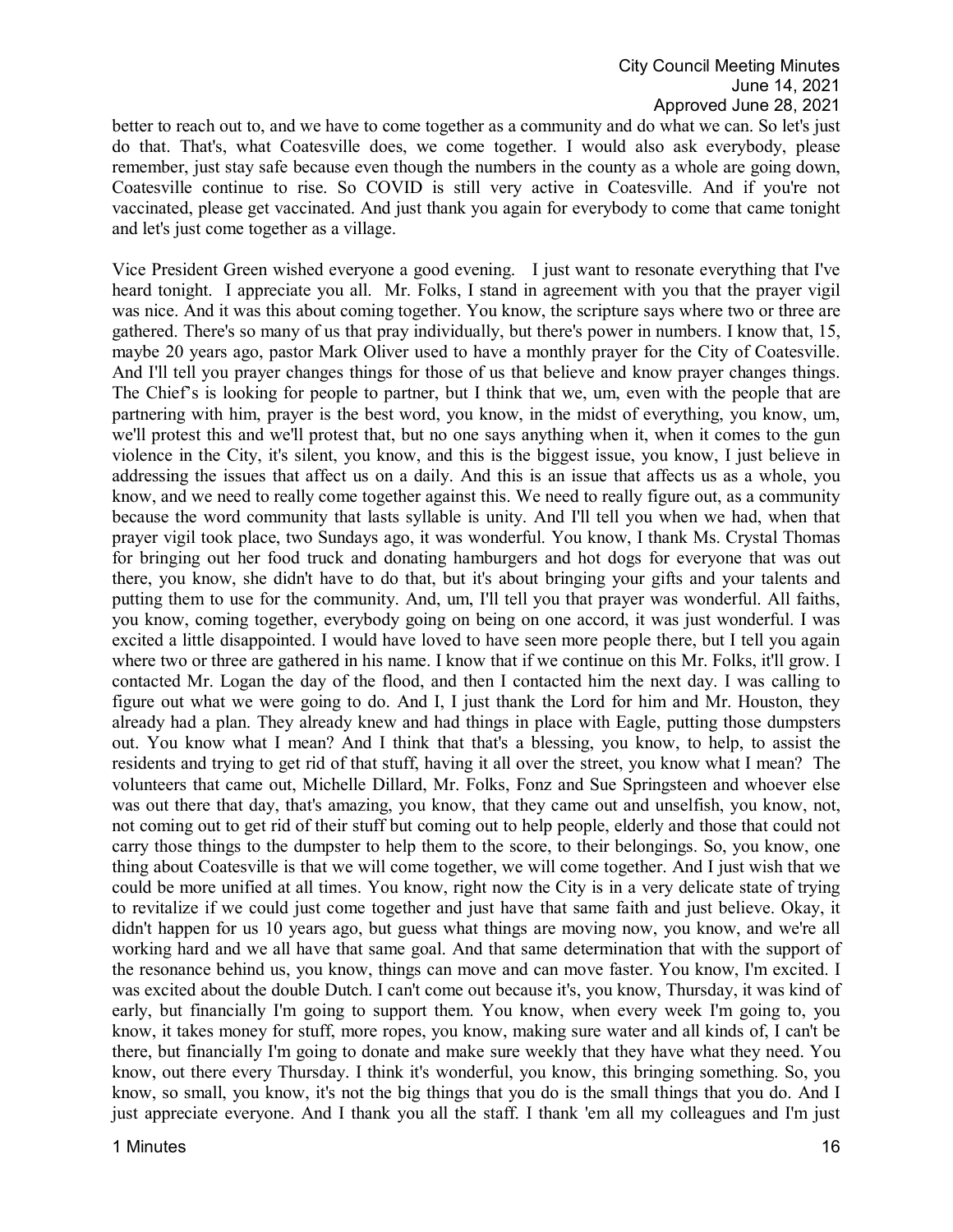better to reach out to, and we have to come together as a community and do what we can. So let's just do that. That's, what Coatesville does, we come together. I would also ask everybody, please remember, just stay safe because even though the numbers in the county as a whole are going down, Coatesville continue to rise. So COVID is still very active in Coatesville. And if you're not vaccinated, please get vaccinated. And just thank you again for everybody to come that came tonight and let's just come together as a village.

Vice President Green wished everyone a good evening. I just want to resonate everything that I've heard tonight. I appreciate you all. Mr. Folks, I stand in agreement with you that the prayer vigil was nice. And it was this about coming together. You know, the scripture says where two or three are gathered. There's so many of us that pray individually, but there's power in numbers. I know that, 15, maybe 20 years ago, pastor Mark Oliver used to have a monthly prayer for the City of Coatesville. And I'll tell you prayer changes things for those of us that believe and know prayer changes things. The Chief's is looking for people to partner, but I think that we, um, even with the people that are partnering with him, prayer is the best word, you know, in the midst of everything, you know, um, we'll protest this and we'll protest that, but no one says anything when it, when it comes to the gun violence in the City, it's silent, you know, and this is the biggest issue, you know, I just believe in addressing the issues that affect us on a daily. And this is an issue that affects us as a whole, you know, and we need to really come together against this. We need to really figure out, as a community because the word community that lasts syllable is unity. And I'll tell you when we had, when that prayer vigil took place, two Sundays ago, it was wonderful. You know, I thank Ms. Crystal Thomas for bringing out her food truck and donating hamburgers and hot dogs for everyone that was out there, you know, she didn't have to do that, but it's about bringing your gifts and your talents and putting them to use for the community. And, um, I'll tell you that prayer was wonderful. All faiths, you know, coming together, everybody going on being on one accord, it was just wonderful. I was excited a little disappointed. I would have loved to have seen more people there, but I tell you again where two or three are gathered in his name. I know that if we continue on this Mr. Folks, it'll grow. I contacted Mr. Logan the day of the flood, and then I contacted him the next day. I was calling to figure out what we were going to do. And I, I just thank the Lord for him and Mr. Houston, they already had a plan. They already knew and had things in place with Eagle, putting those dumpsters out. You know what I mean? And I think that that's a blessing, you know, to help, to assist the residents and trying to get rid of that stuff, having it all over the street, you know what I mean? The volunteers that came out, Michelle Dillard, Mr. Folks, Fonz and Sue Springsteen and whoever else was out there that day, that's amazing, you know, that they came out and unselfish, you know, not, not coming out to get rid of their stuff but coming out to help people, elderly and those that could not carry those things to the dumpster to help them to the score, to their belongings. So, you know, one thing about Coatesville is that we will come together, we will come together. And I just wish that we could be more unified at all times. You know, right now the City is in a very delicate state of trying to revitalize if we could just come together and just have that same faith and just believe. Okay, it didn't happen for us 10 years ago, but guess what things are moving now, you know, and we're all working hard and we all have that same goal. And that same determination that with the support of the resonance behind us, you know, things can move and can move faster. You know, I'm excited. I was excited about the double Dutch. I can't come out because it's, you know, Thursday, it was kind of early, but financially I'm going to support them. You know, when every week I'm going to, you know, it takes money for stuff, more ropes, you know, making sure water and all kinds of, I can't be there, but financially I'm going to donate and make sure weekly that they have what they need. You know, out there every Thursday. I think it's wonderful, you know, this bringing something. So, you know, so small, you know, it's not the big things that you do is the small things that you do. And I just appreciate everyone. And I thank you all the staff. I thank 'em all my colleagues and I'm just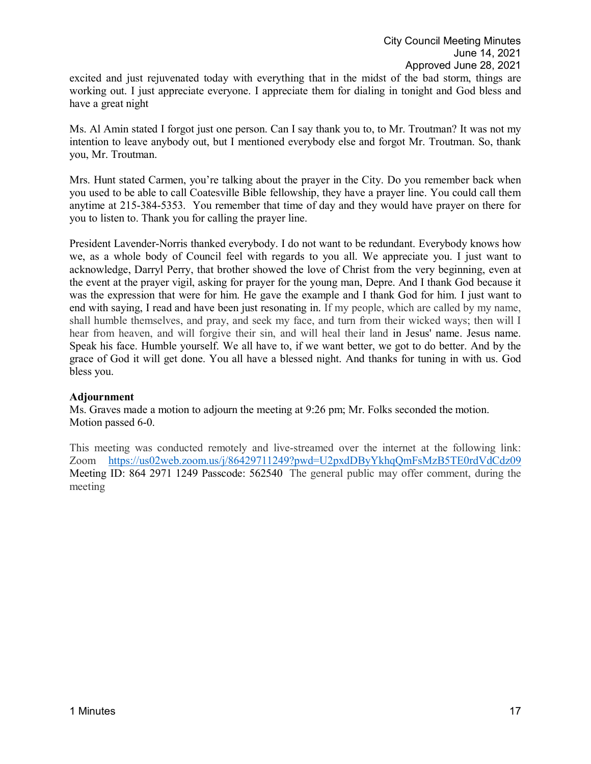excited and just rejuvenated today with everything that in the midst of the bad storm, things are working out. I just appreciate everyone. I appreciate them for dialing in tonight and God bless and have a great night

Ms. Al Amin stated I forgot just one person. Can I say thank you to, to Mr. Troutman? It was not my intention to leave anybody out, but I mentioned everybody else and forgot Mr. Troutman. So, thank you, Mr. Troutman.

Mrs. Hunt stated Carmen, you're talking about the prayer in the City. Do you remember back when you used to be able to call Coatesville Bible fellowship, they have a prayer line. You could call them anytime at 215-384-5353. You remember that time of day and they would have prayer on there for you to listen to. Thank you for calling the prayer line.

President Lavender-Norris thanked everybody. I do not want to be redundant. Everybody knows how we, as a whole body of Council feel with regards to you all. We appreciate you. I just want to acknowledge, Darryl Perry, that brother showed the love of Christ from the very beginning, even at the event at the prayer vigil, asking for prayer for the young man, Depre. And I thank God because it was the expression that were for him. He gave the example and I thank God for him. I just want to end with saying, I read and have been just resonating in. If my people, which are called by my name, shall humble themselves, and pray, and seek my face, and turn from their wicked ways; then will I hear from heaven, and will forgive their sin, and will heal their land in Jesus' name. Jesus name. Speak his face. Humble yourself. We all have to, if we want better, we got to do better. And by the grace of God it will get done. You all have a blessed night. And thanks for tuning in with us. God bless you.

**Adjournment**

Ms. Graves made a motion to adjourn the meeting at 9:26 pm; Mr. Folks seconded the motion. Motion passed 6-0.

This meeting was conducted remotely and live-streamed over the internet at the following link: Zoom https://us02web.zoom.us/j/86429711249?pwd=U2pxdDByYkhqQmFsMzB5TE0rdVdCdz09 Meeting ID: 864 2971 1249 Passcode: 562540 The general public may offer comment, during the meeting